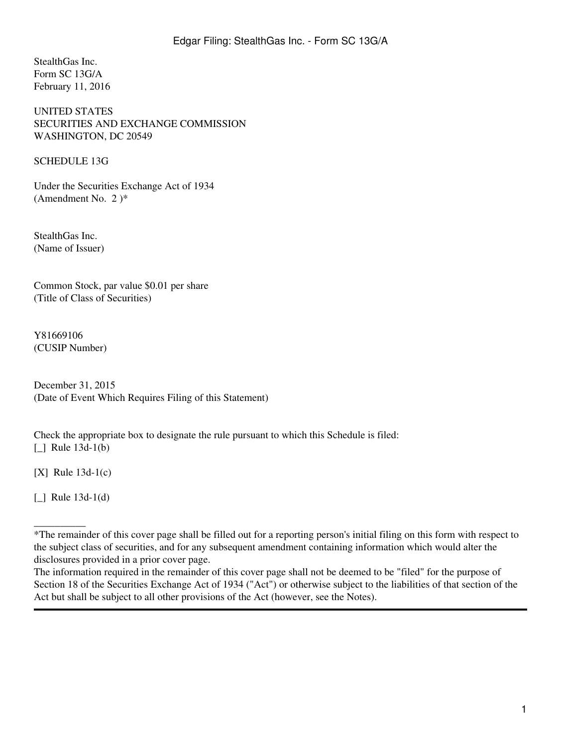StealthGas Inc.
Form SC 13G/A
February 11, 2016

UNITED STATES
SECURITIES AND EXCHANGE COMMISSION
WASHINGTON, DC 20549

SCHEDULE 13G

Under the Securities Exchange Act of 1934
(Amendment No. 2 )*

StealthGas Inc.
(Name of Issuer)

Common Stock, par value $0.01 per share
(Title of Class of Securities)

Y81669106
(CUSIP Number)

December 31, 2015
(Date of Event Which Requires Filing of this Statement)

Check the appropriate box to designate the rule pursuant to which this Schedule is filed:

[_] Rule 13d-1(b)

[X] Rule 13d-1(c)

[_] Rule 13d-1(d)

__________

*The remainder of this cover page shall be filled out for a reporting person's initial filing on this form with respect to the subject class of securities, and for any subsequent amendment containing information which would alter the disclosures provided in a prior cover page.

The information required in the remainder of this cover page shall not be deemed to be "filed" for the purpose of Section 18 of the Securities Exchange Act of 1934 ("Act") or otherwise subject to the liabilities of that section of the Act but shall be subject to all other provisions of the Act (however, see the Notes).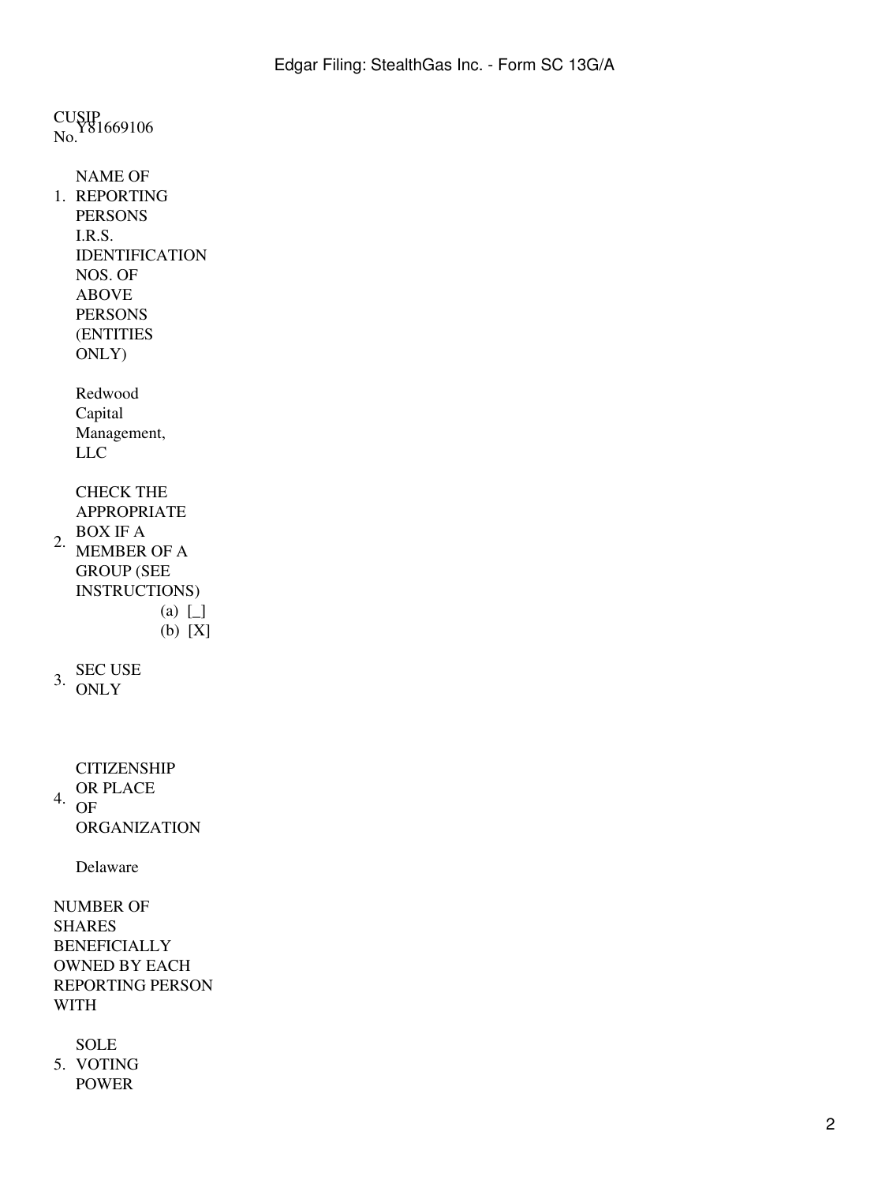CUSIP No. Y81669106

1. NAME OF REPORTING PERSONS I.R.S. IDENTIFICATION NOS. OF ABOVE PERSONS (ENTITIES ONLY)

   Redwood Capital Management, LLC

2. CHECK THE APPROPRIATE BOX IF A MEMBER OF A GROUP (SEE INSTRUCTIONS)

   (a) [_]
   (b) [X]

3. SEC USE ONLY

4. CITIZENSHIP OR PLACE OF ORGANIZATION

   Delaware

NUMBER OF SHARES BENEFICIALLY OWNED BY EACH REPORTING PERSON WITH

5. SOLE VOTING POWER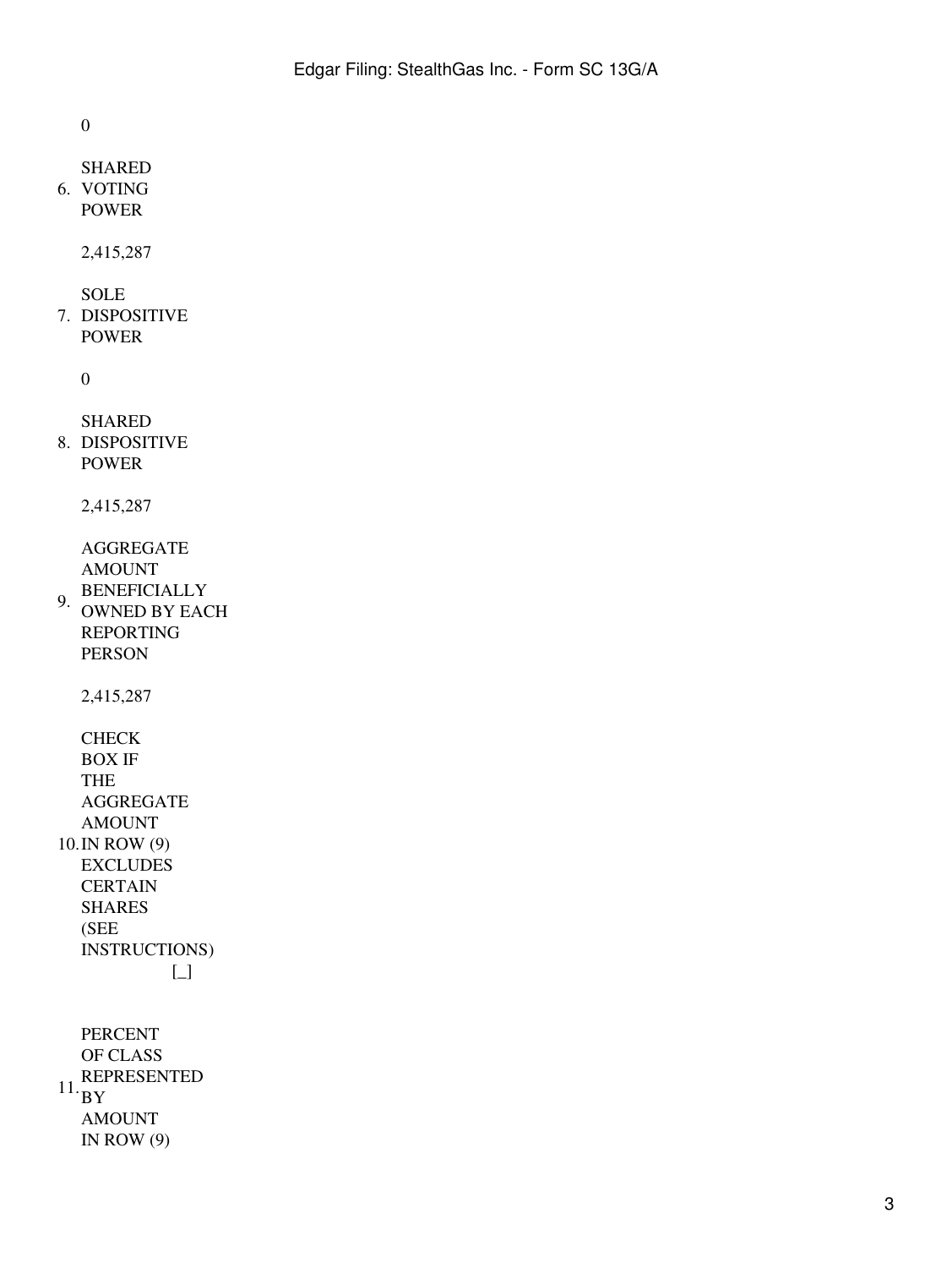0

| | | |
|---|---|---|
| 6. | SHARED VOTING POWER | |
| | 2,415,287 | |
| 7. | SOLE DISPOSITIVE POWER | |
| | 0 | |
| 8. | SHARED DISPOSITIVE POWER | |
| | 2,415,287 | |
| 9. | AGGREGATE AMOUNT BENEFICIALLY OWNED BY EACH REPORTING PERSON | |
| | 2,415,287 | |
| 10. | CHECK BOX IF THE AGGREGATE AMOUNT IN ROW (9) EXCLUDES CERTAIN SHARES (SEE INSTRUCTIONS) | [_] |
| 11. | PERCENT OF CLASS REPRESENTED BY AMOUNT IN ROW (9) | |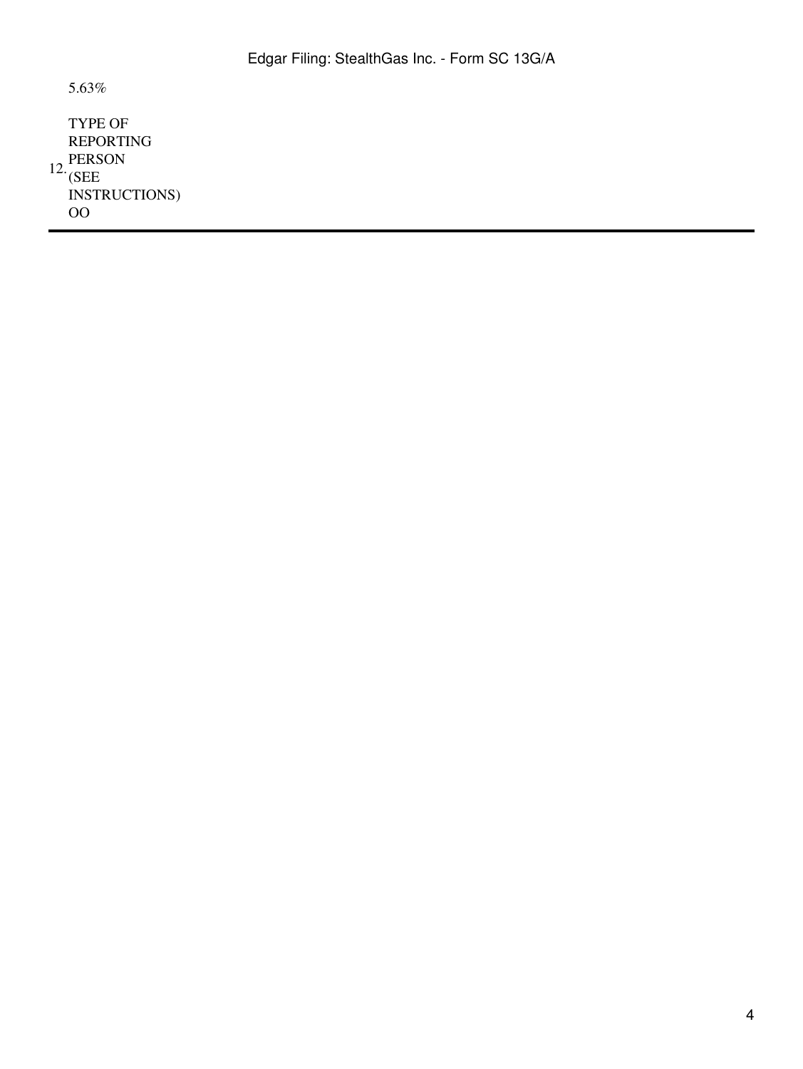| | |
|---|---|
| | 5.63% |
| 12. | TYPE OF REPORTING PERSON (SEE INSTRUCTIONS)<br>OO |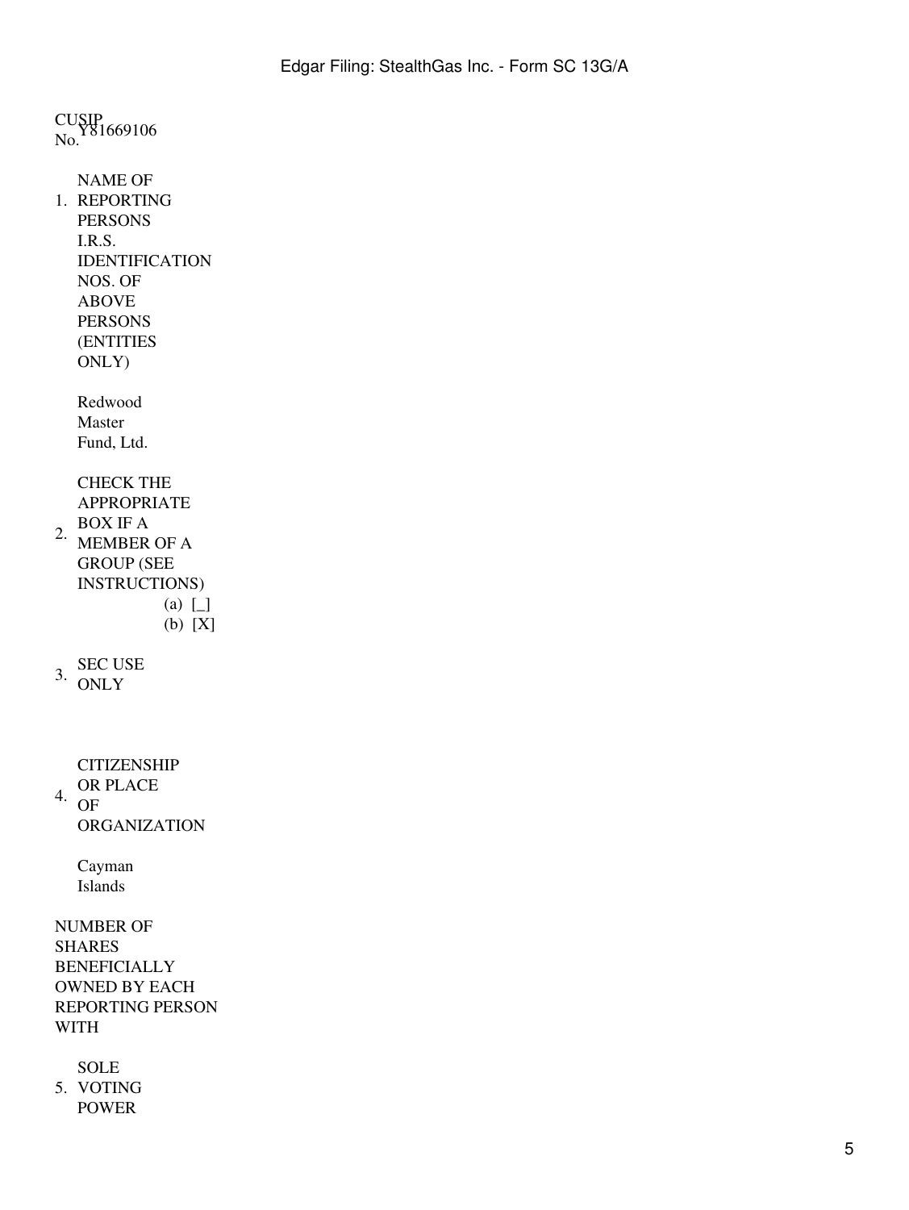CUSIP No. Y81669106

1. NAME OF REPORTING PERSONS I.R.S. IDENTIFICATION NOS. OF ABOVE PERSONS (ENTITIES ONLY)

   Redwood Master Fund, Ltd.

2. CHECK THE APPROPRIATE BOX IF A MEMBER OF A GROUP (SEE INSTRUCTIONS)
   (a) [_]
   (b) [X]

3. SEC USE ONLY

4. CITIZENSHIP OR PLACE OF ORGANIZATION

   Cayman Islands

NUMBER OF SHARES BENEFICIALLY OWNED BY EACH REPORTING PERSON WITH

5. SOLE VOTING POWER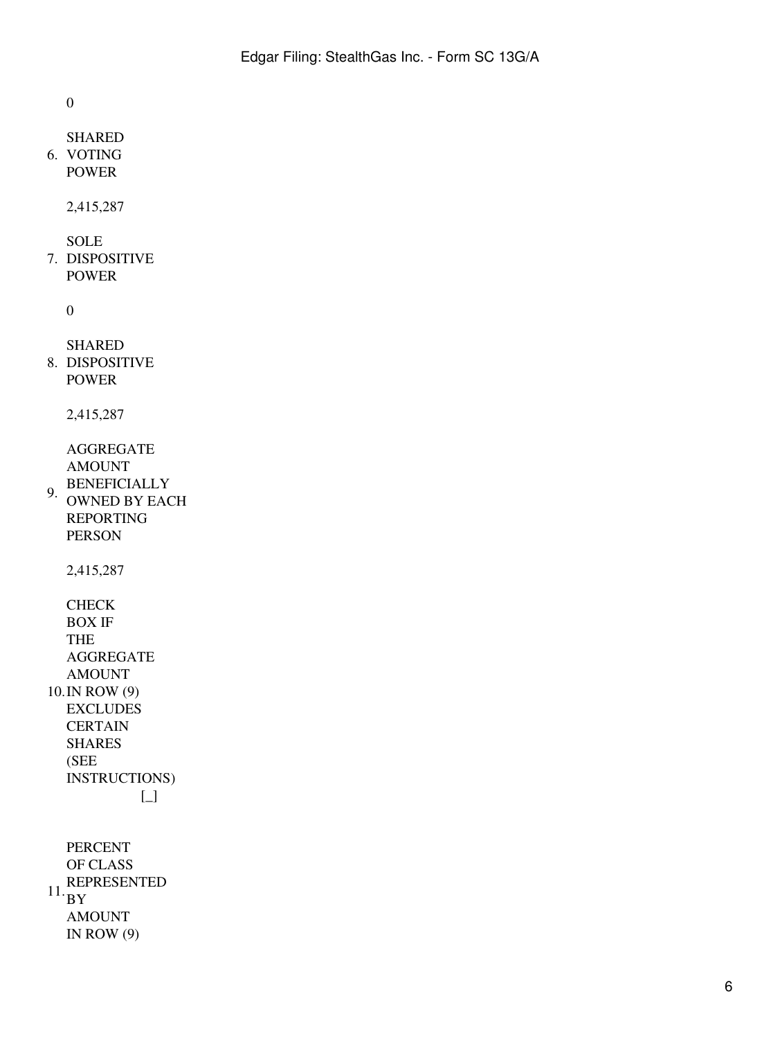0

| | | |
|---|---|---|
| 6. | SHARED VOTING POWER | |
| | 2,415,287 | |
| 7. | SOLE DISPOSITIVE POWER | |
| | 0 | |
| 8. | SHARED DISPOSITIVE POWER | |
| | 2,415,287 | |
| 9. | AGGREGATE AMOUNT BENEFICIALLY OWNED BY EACH REPORTING PERSON | |
| | 2,415,287 | |
| 10. | CHECK BOX IF THE AGGREGATE AMOUNT IN ROW (9) EXCLUDES CERTAIN SHARES (SEE INSTRUCTIONS) | [_] |
| 11. | PERCENT OF CLASS REPRESENTED BY AMOUNT IN ROW (9) | |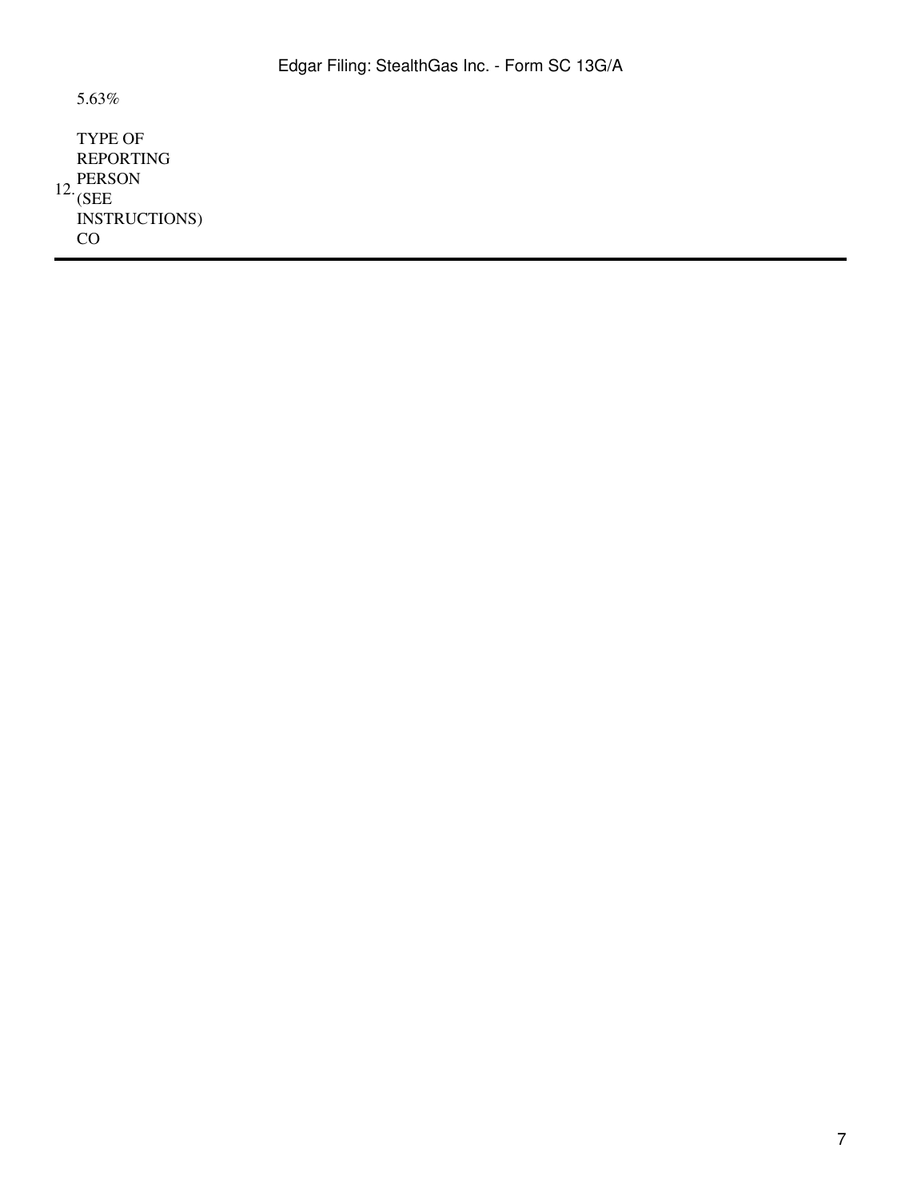| | |
|---|---|
| | 5.63% |
| 12. | TYPE OF REPORTING PERSON (SEE INSTRUCTIONS)<br>CO |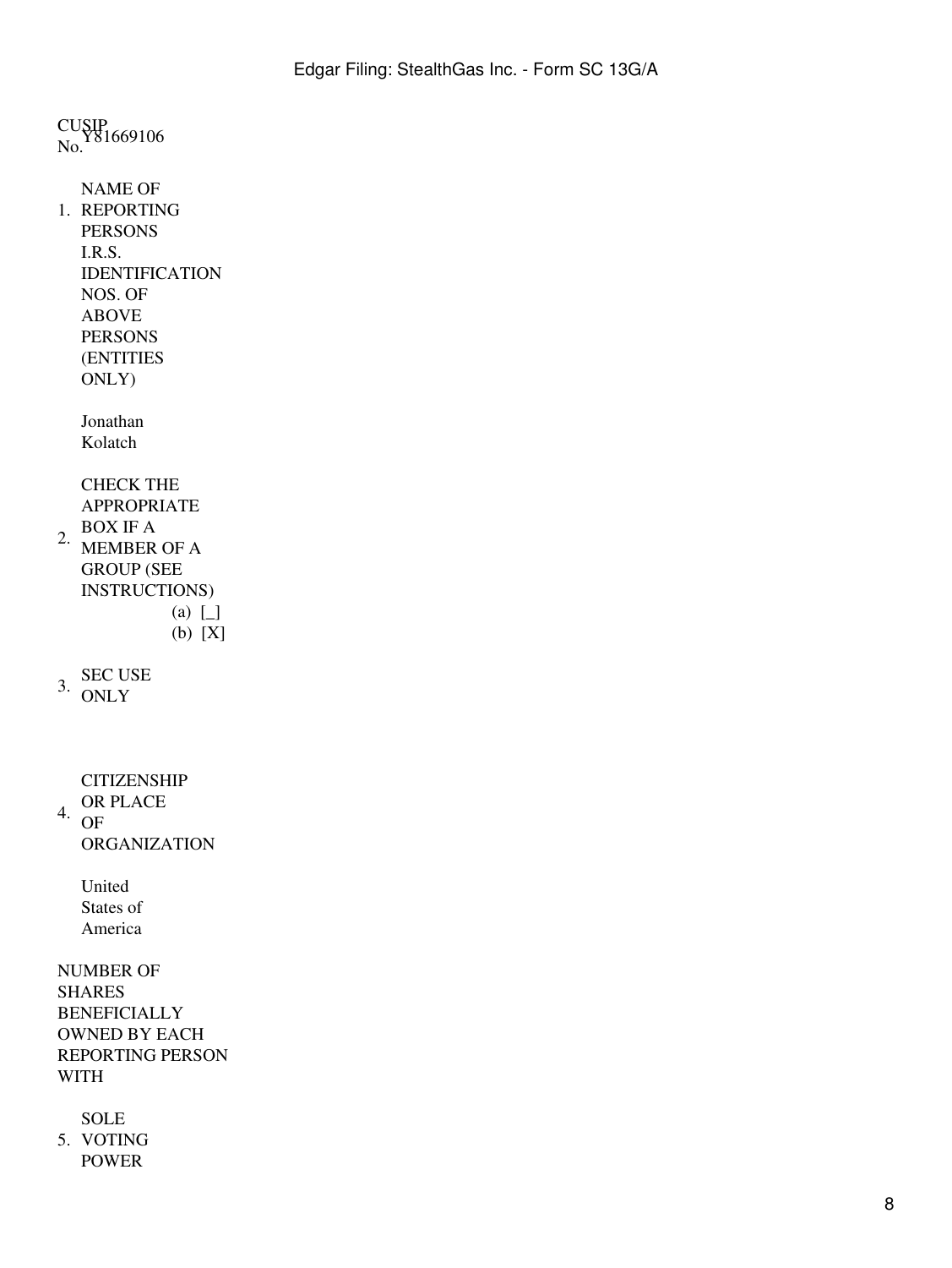CUSIP No. Y81669106

1. NAME OF REPORTING PERSONS
I.R.S. IDENTIFICATION NOS. OF ABOVE PERSONS (ENTITIES ONLY)

Jonathan Kolatch

2. CHECK THE APPROPRIATE BOX IF A MEMBER OF A GROUP (SEE INSTRUCTIONS)
(a) [_]
(b) [X]

3. SEC USE ONLY

4. CITIZENSHIP OR PLACE OF ORGANIZATION

United States of America

NUMBER OF SHARES BENEFICIALLY OWNED BY EACH REPORTING PERSON WITH

5. SOLE VOTING POWER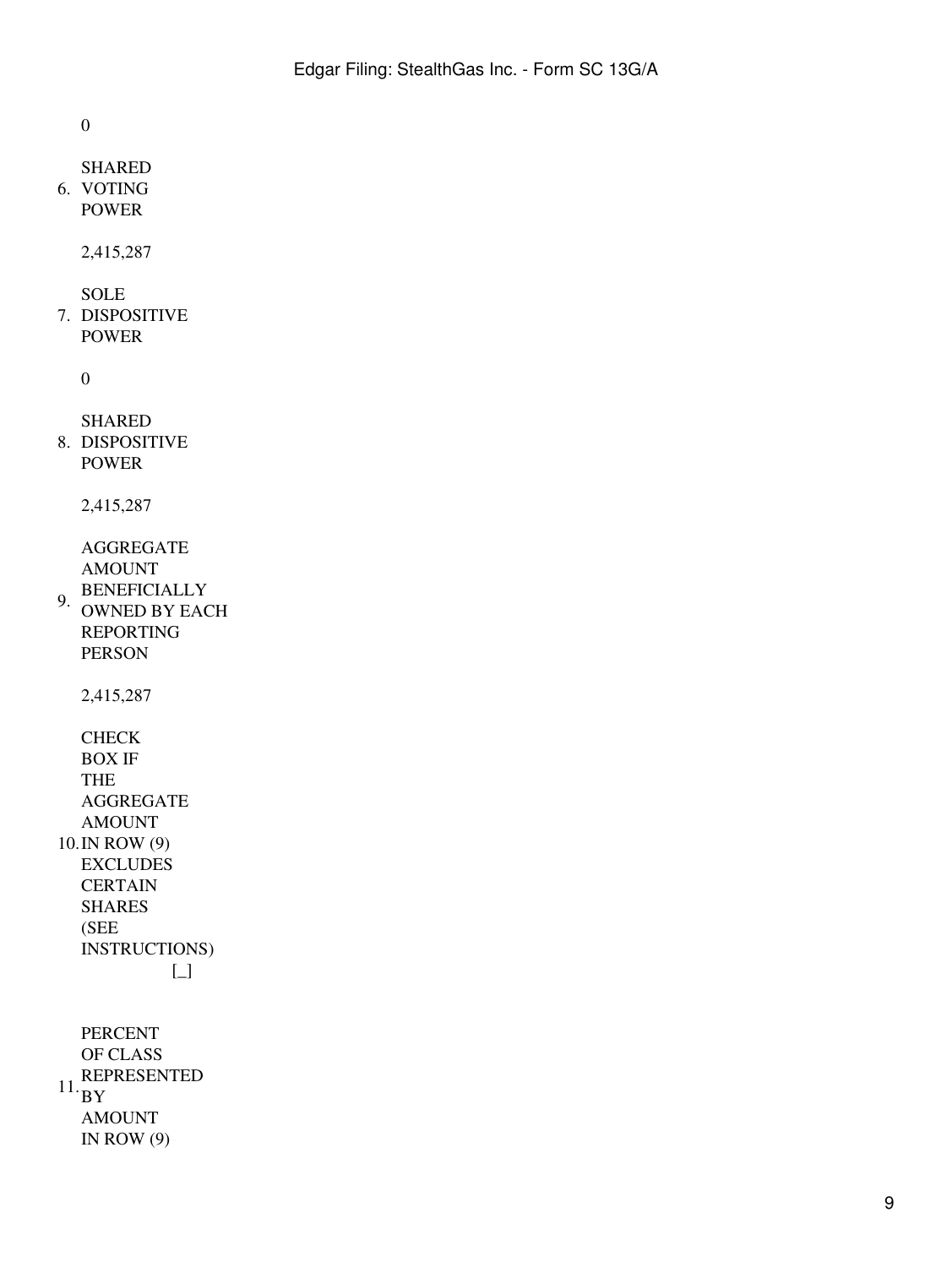0

| | | |
|---|---|---|
| 6. | SHARED VOTING POWER | |
| | 2,415,287 | |
| 7. | SOLE DISPOSITIVE POWER | |
| | 0 | |
| 8. | SHARED DISPOSITIVE POWER | |
| | 2,415,287 | |
| 9. | AGGREGATE AMOUNT BENEFICIALLY OWNED BY EACH REPORTING PERSON | |
| | 2,415,287 | |
| 10. | CHECK BOX IF THE AGGREGATE AMOUNT IN ROW (9) EXCLUDES CERTAIN SHARES (SEE INSTRUCTIONS) | [_] |
| 11. | PERCENT OF CLASS REPRESENTED BY AMOUNT IN ROW (9) | |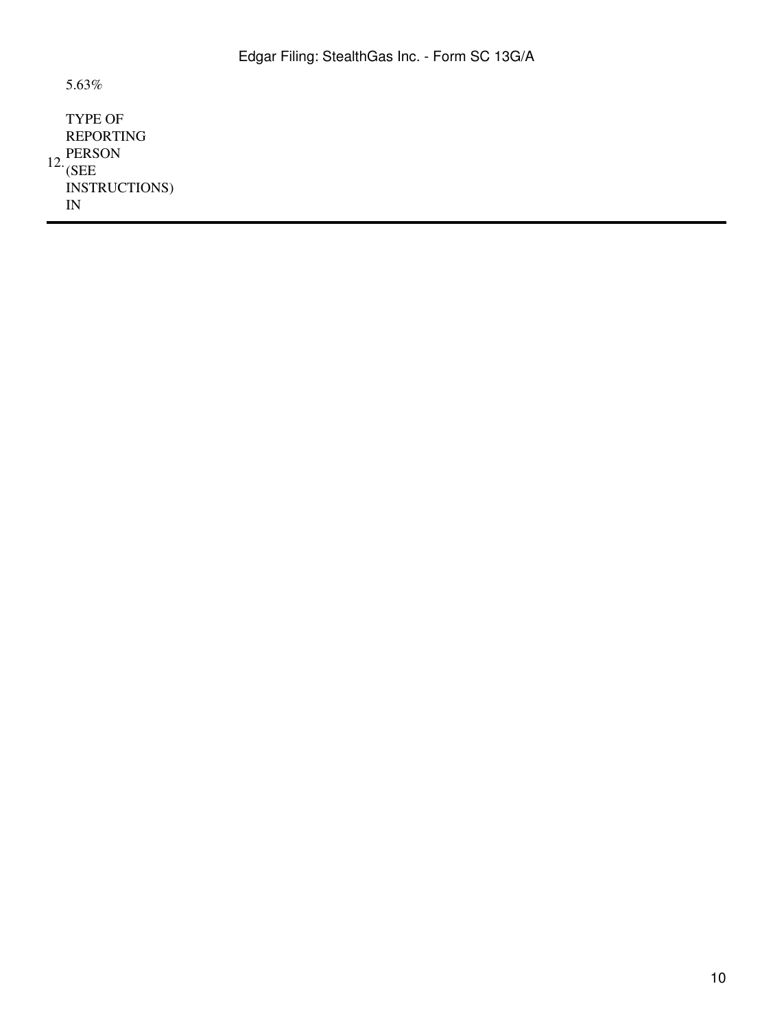| | |
|---|---|
| | 5.63% |
| 12. | TYPE OF REPORTING PERSON (SEE INSTRUCTIONS)<br>IN |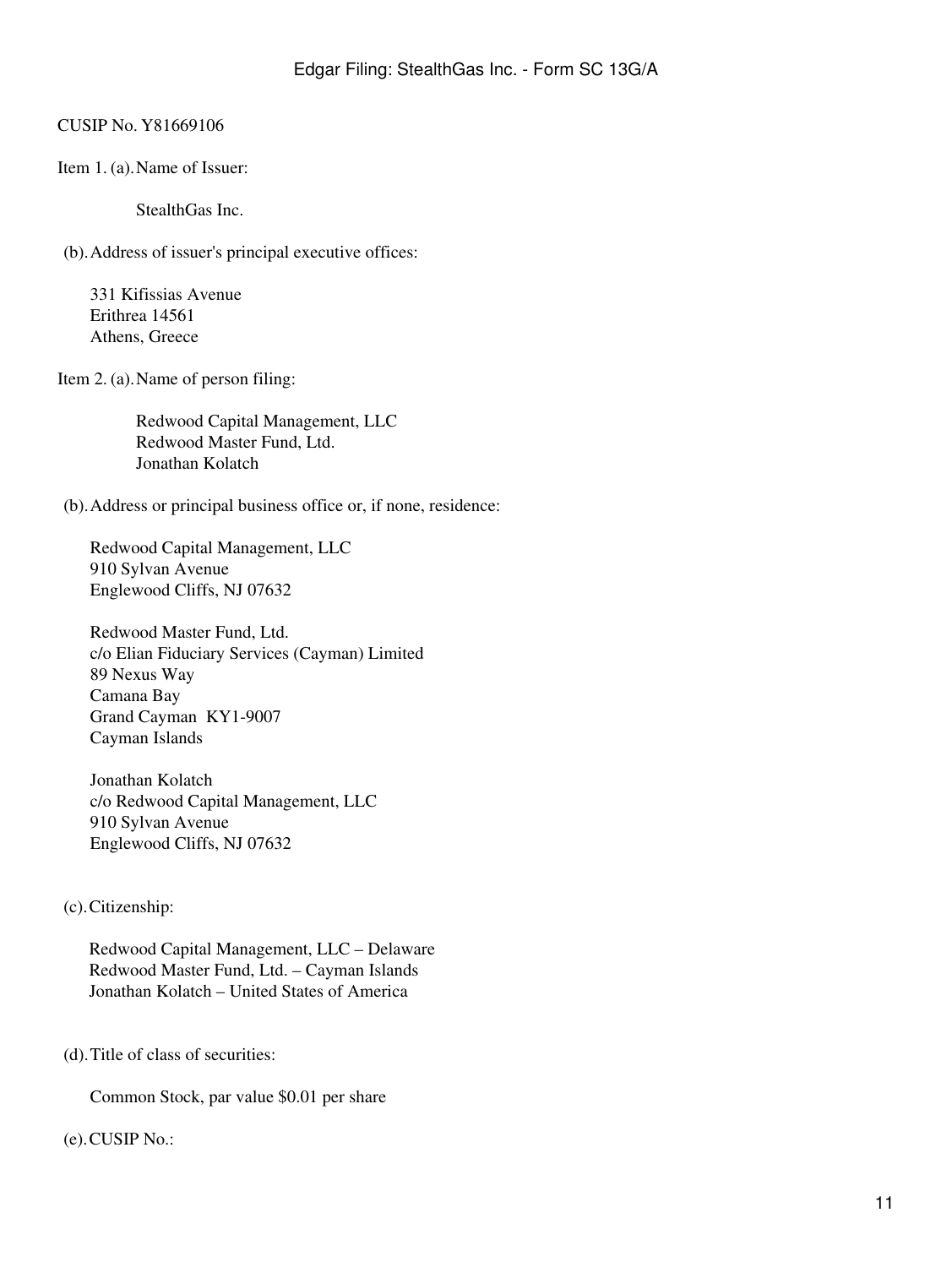CUSIP No. Y81669106

Item 1. (a). Name of Issuer:

StealthGas Inc.

(b). Address of issuer's principal executive offices:

331 Kifissias Avenue
Erithrea 14561
Athens, Greece

Item 2. (a). Name of person filing:

Redwood Capital Management, LLC
Redwood Master Fund, Ltd.
Jonathan Kolatch

(b). Address or principal business office or, if none, residence:

Redwood Capital Management, LLC
910 Sylvan Avenue
Englewood Cliffs, NJ 07632

Redwood Master Fund, Ltd.
c/o Elian Fiduciary Services (Cayman) Limited
89 Nexus Way
Camana Bay
Grand Cayman KY1-9007
Cayman Islands

Jonathan Kolatch
c/o Redwood Capital Management, LLC
910 Sylvan Avenue
Englewood Cliffs, NJ 07632

(c). Citizenship:

Redwood Capital Management, LLC – Delaware
Redwood Master Fund, Ltd. – Cayman Islands
Jonathan Kolatch – United States of America

(d). Title of class of securities:

Common Stock, par value $0.01 per share

(e). CUSIP No.: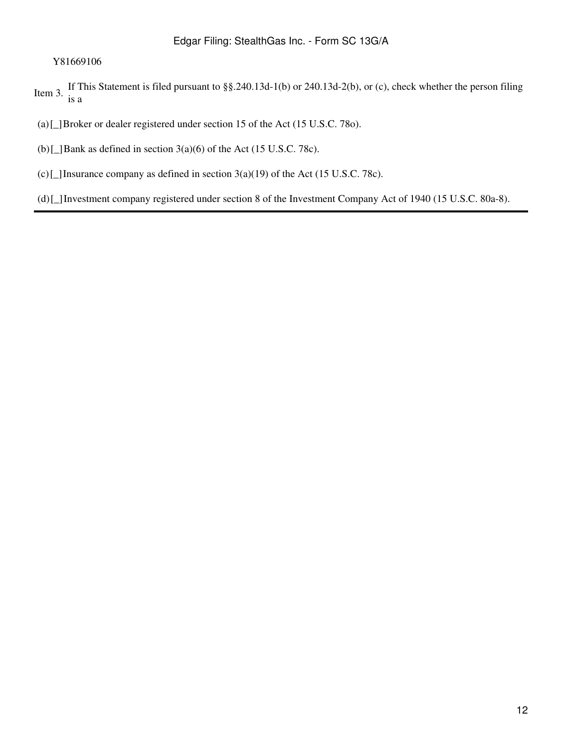Y81669106

Item 3. If This Statement is filed pursuant to §§.240.13d-1(b) or 240.13d-2(b), or (c), check whether the person filing is a

(a) [_] Broker or dealer registered under section 15 of the Act (15 U.S.C. 78o).

(b) [_] Bank as defined in section 3(a)(6) of the Act (15 U.S.C. 78c).

(c) [_] Insurance company as defined in section 3(a)(19) of the Act (15 U.S.C. 78c).

(d) [_] Investment company registered under section 8 of the Investment Company Act of 1940 (15 U.S.C. 80a-8).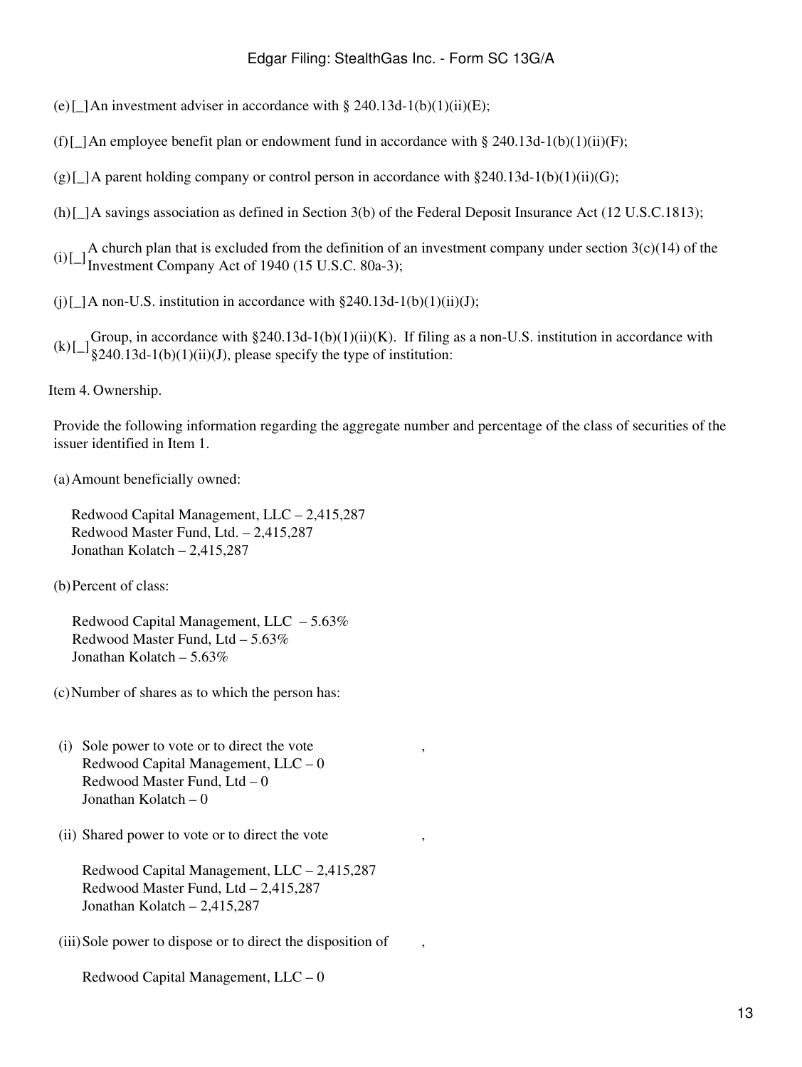(e) [_] An investment adviser in accordance with § 240.13d-1(b)(1)(ii)(E);

(f) [_] An employee benefit plan or endowment fund in accordance with § 240.13d-1(b)(1)(ii)(F);

(g) [_] A parent holding company or control person in accordance with §240.13d-1(b)(1)(ii)(G);

(h) [_] A savings association as defined in Section 3(b) of the Federal Deposit Insurance Act (12 U.S.C.1813);

(i) [_] A church plan that is excluded from the definition of an investment company under section 3(c)(14) of the Investment Company Act of 1940 (15 U.S.C. 80a-3);

(j) [_] A non-U.S. institution in accordance with §240.13d-1(b)(1)(ii)(J);

(k) [_] Group, in accordance with §240.13d-1(b)(1)(ii)(K). If filing as a non-U.S. institution in accordance with §240.13d-1(b)(1)(ii)(J), please specify the type of institution:

Item 4. Ownership.

Provide the following information regarding the aggregate number and percentage of the class of securities of the issuer identified in Item 1.

(a) Amount beneficially owned:

Redwood Capital Management, LLC – 2,415,287
Redwood Master Fund, Ltd. – 2,415,287
Jonathan Kolatch – 2,415,287

(b) Percent of class:

Redwood Capital Management, LLC – 5.63%
Redwood Master Fund, Ltd – 5.63%
Jonathan Kolatch – 5.63%

(c) Number of shares as to which the person has:

(i) Sole power to vote or to direct the vote ,
Redwood Capital Management, LLC – 0
Redwood Master Fund, Ltd – 0
Jonathan Kolatch – 0

(ii) Shared power to vote or to direct the vote ,

Redwood Capital Management, LLC – 2,415,287
Redwood Master Fund, Ltd – 2,415,287
Jonathan Kolatch – 2,415,287

(iii) Sole power to dispose or to direct the disposition of ,

Redwood Capital Management, LLC – 0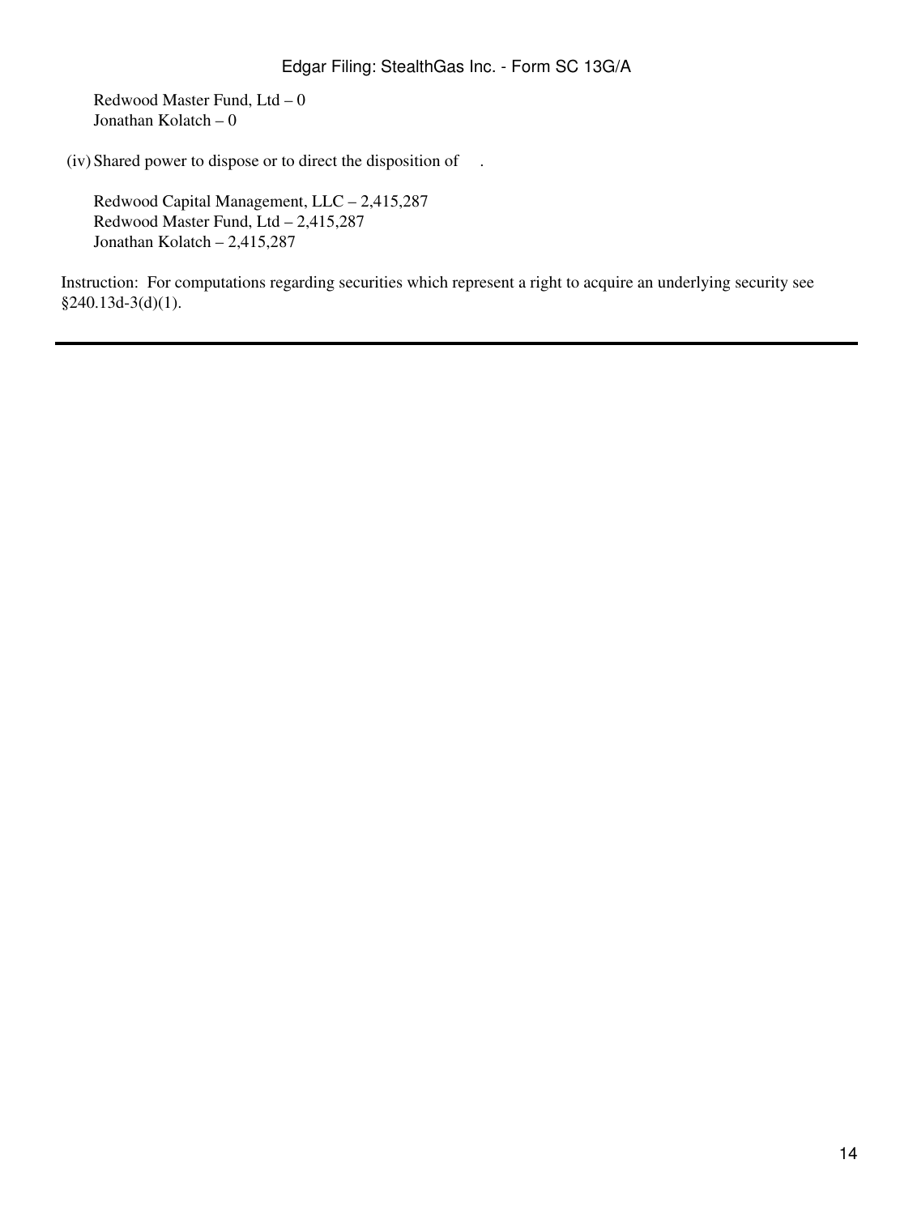Redwood Master Fund, Ltd – 0
Jonathan Kolatch – 0

(iv) Shared power to dispose or to direct the disposition of .

Redwood Capital Management, LLC – 2,415,287
Redwood Master Fund, Ltd – 2,415,287
Jonathan Kolatch – 2,415,287

Instruction: For computations regarding securities which represent a right to acquire an underlying security see §240.13d-3(d)(1).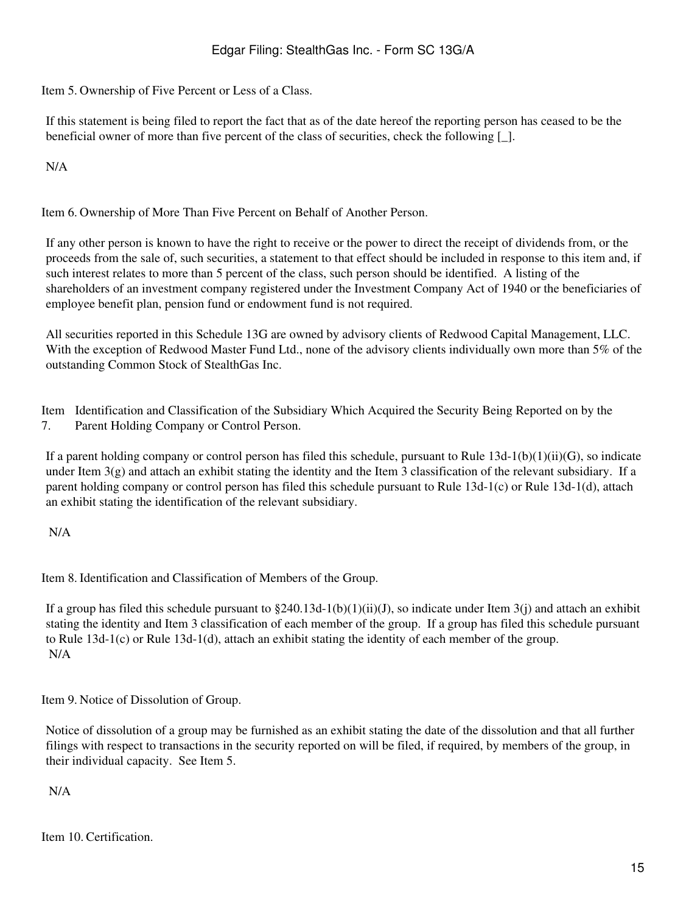Item 5. Ownership of Five Percent or Less of a Class.

If this statement is being filed to report the fact that as of the date hereof the reporting person has ceased to be the beneficial owner of more than five percent of the class of securities, check the following [_].

N/A

Item 6. Ownership of More Than Five Percent on Behalf of Another Person.

If any other person is known to have the right to receive or the power to direct the receipt of dividends from, or the proceeds from the sale of, such securities, a statement to that effect should be included in response to this item and, if such interest relates to more than 5 percent of the class, such person should be identified. A listing of the shareholders of an investment company registered under the Investment Company Act of 1940 or the beneficiaries of employee benefit plan, pension fund or endowment fund is not required.

All securities reported in this Schedule 13G are owned by advisory clients of Redwood Capital Management, LLC. With the exception of Redwood Master Fund Ltd., none of the advisory clients individually own more than 5% of the outstanding Common Stock of StealthGas Inc.

Item 7. Identification and Classification of the Subsidiary Which Acquired the Security Being Reported on by the Parent Holding Company or Control Person.

If a parent holding company or control person has filed this schedule, pursuant to Rule 13d-1(b)(1)(ii)(G), so indicate under Item 3(g) and attach an exhibit stating the identity and the Item 3 classification of the relevant subsidiary. If a parent holding company or control person has filed this schedule pursuant to Rule 13d-1(c) or Rule 13d-1(d), attach an exhibit stating the identification of the relevant subsidiary.

N/A

Item 8. Identification and Classification of Members of the Group.

If a group has filed this schedule pursuant to §240.13d-1(b)(1)(ii)(J), so indicate under Item 3(j) and attach an exhibit stating the identity and Item 3 classification of each member of the group. If a group has filed this schedule pursuant to Rule 13d-1(c) or Rule 13d-1(d), attach an exhibit stating the identity of each member of the group.
N/A

Item 9. Notice of Dissolution of Group.

Notice of dissolution of a group may be furnished as an exhibit stating the date of the dissolution and that all further filings with respect to transactions in the security reported on will be filed, if required, by members of the group, in their individual capacity. See Item 5.

N/A

Item 10. Certification.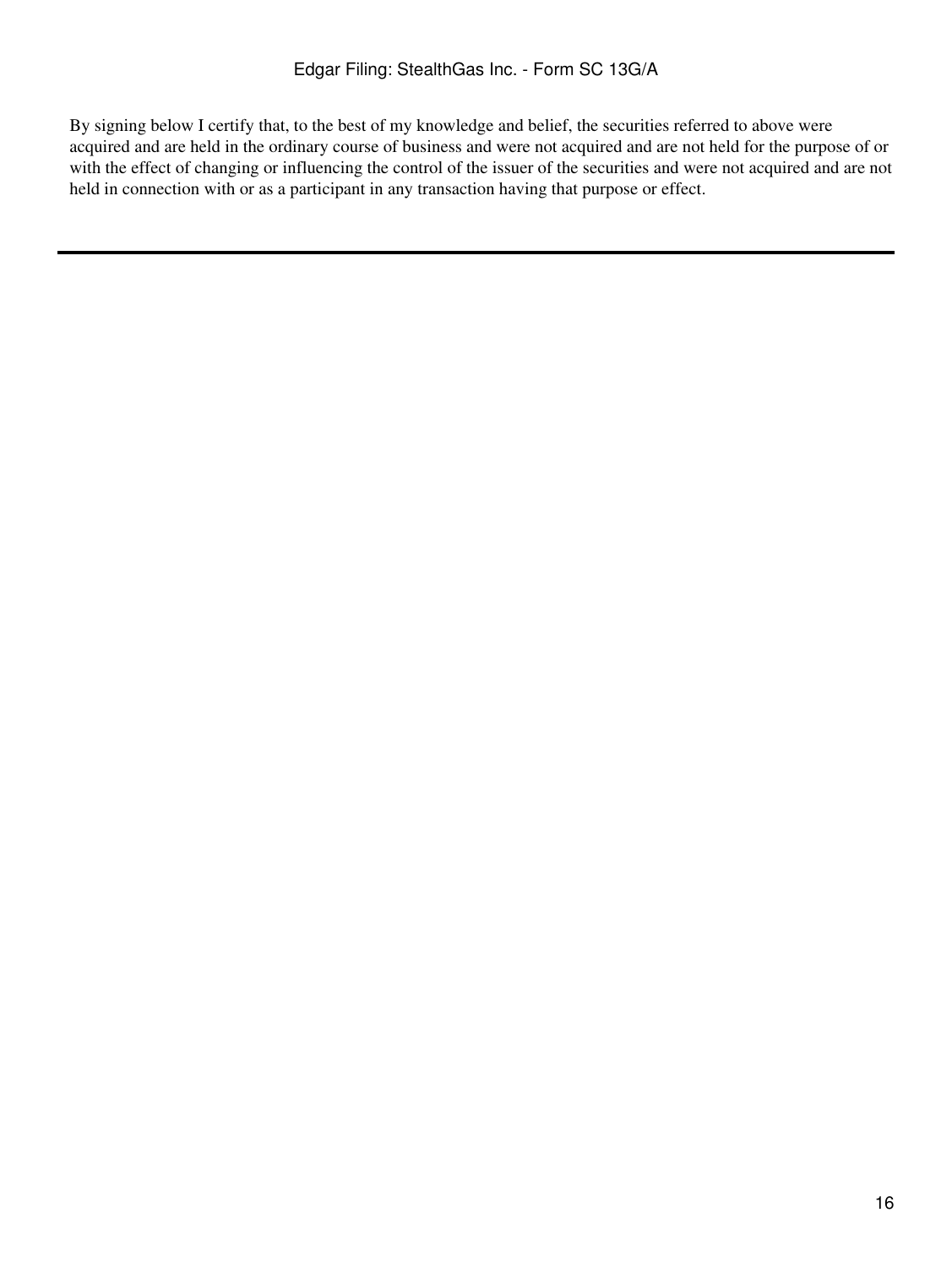By signing below I certify that, to the best of my knowledge and belief, the securities referred to above were acquired and are held in the ordinary course of business and were not acquired and are not held for the purpose of or with the effect of changing or influencing the control of the issuer of the securities and were not acquired and are not held in connection with or as a participant in any transaction having that purpose or effect.

---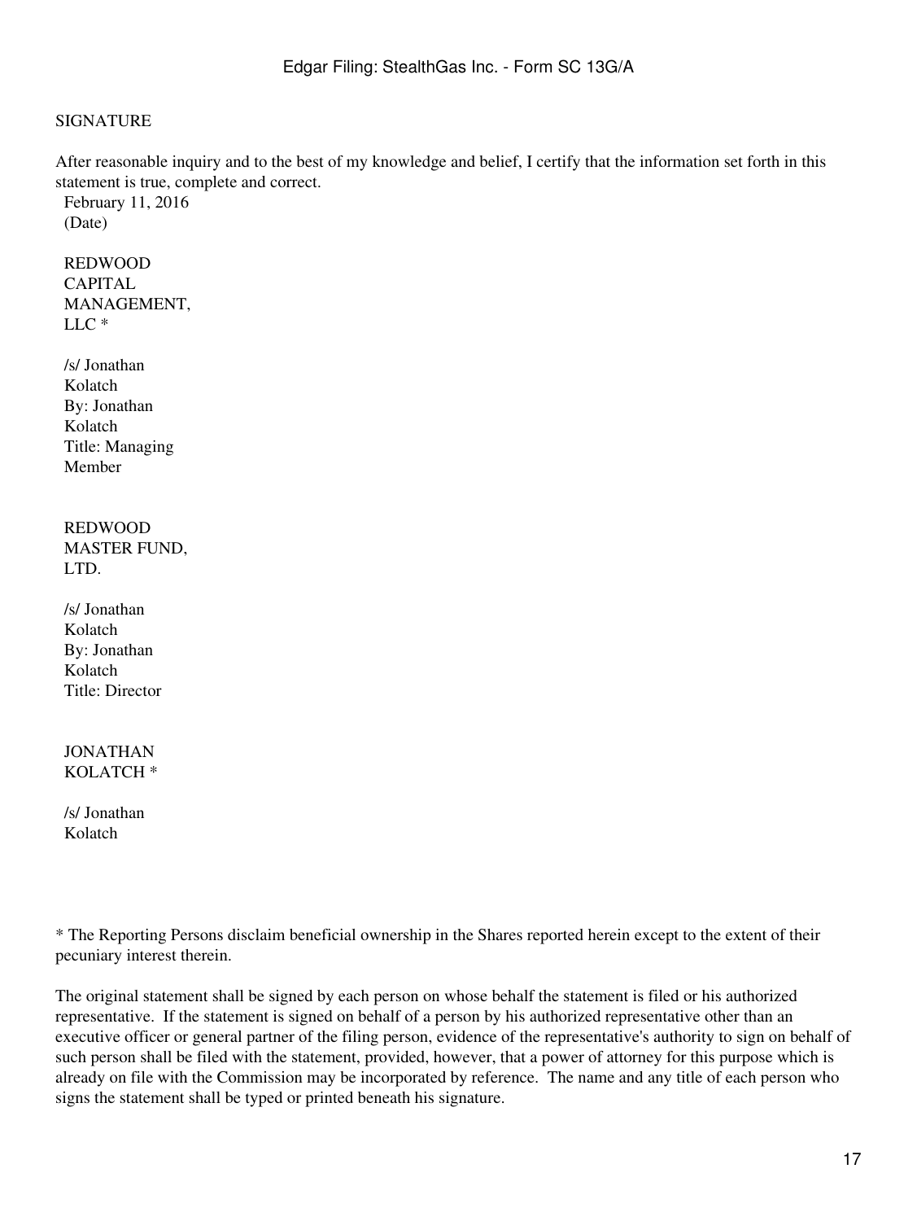SIGNATURE

After reasonable inquiry and to the best of my knowledge and belief, I certify that the information set forth in this statement is true, complete and correct.

February 11, 2016
(Date)

REDWOOD CAPITAL MANAGEMENT, LLC *

/s/ Jonathan Kolatch
By: Jonathan Kolatch
Title: Managing Member

REDWOOD MASTER FUND, LTD.

/s/ Jonathan Kolatch
By: Jonathan Kolatch
Title: Director

JONATHAN KOLATCH *

/s/ Jonathan Kolatch

* The Reporting Persons disclaim beneficial ownership in the Shares reported herein except to the extent of their pecuniary interest therein.

The original statement shall be signed by each person on whose behalf the statement is filed or his authorized representative. If the statement is signed on behalf of a person by his authorized representative other than an executive officer or general partner of the filing person, evidence of the representative's authority to sign on behalf of such person shall be filed with the statement, provided, however, that a power of attorney for this purpose which is already on file with the Commission may be incorporated by reference. The name and any title of each person who signs the statement shall be typed or printed beneath his signature.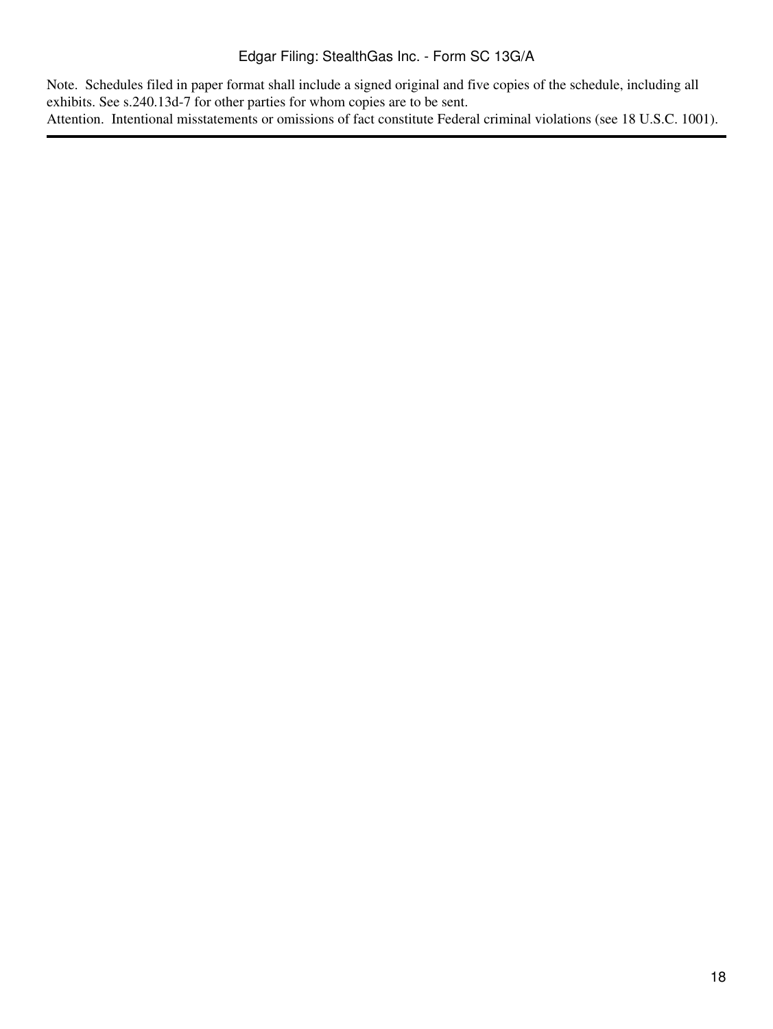Note. Schedules filed in paper format shall include a signed original and five copies of the schedule, including all exhibits. See s.240.13d-7 for other parties for whom copies are to be sent.
Attention. Intentional misstatements or omissions of fact constitute Federal criminal violations (see 18 U.S.C. 1001).

---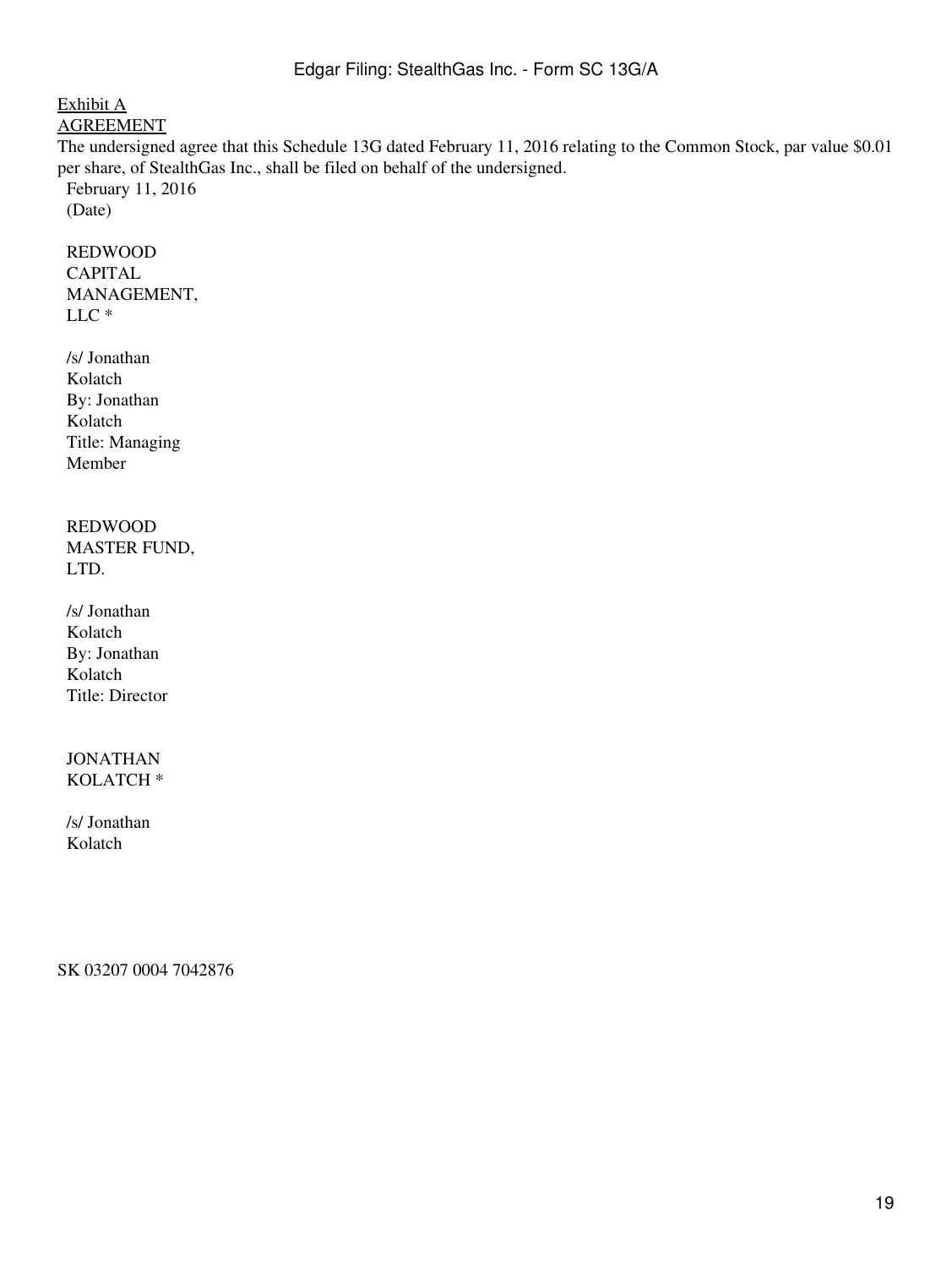Exhibit A

AGREEMENT

The undersigned agree that this Schedule 13G dated February 11, 2016 relating to the Common Stock, par value $0.01 per share, of StealthGas Inc., shall be filed on behalf of the undersigned.

February 11, 2016
(Date)

REDWOOD CAPITAL MANAGEMENT, LLC *

/s/ Jonathan Kolatch
By: Jonathan Kolatch
Title: Managing Member

REDWOOD MASTER FUND, LTD.

/s/ Jonathan Kolatch
By: Jonathan Kolatch
Title: Director

JONATHAN KOLATCH *

/s/ Jonathan Kolatch

SK 03207 0004 7042876